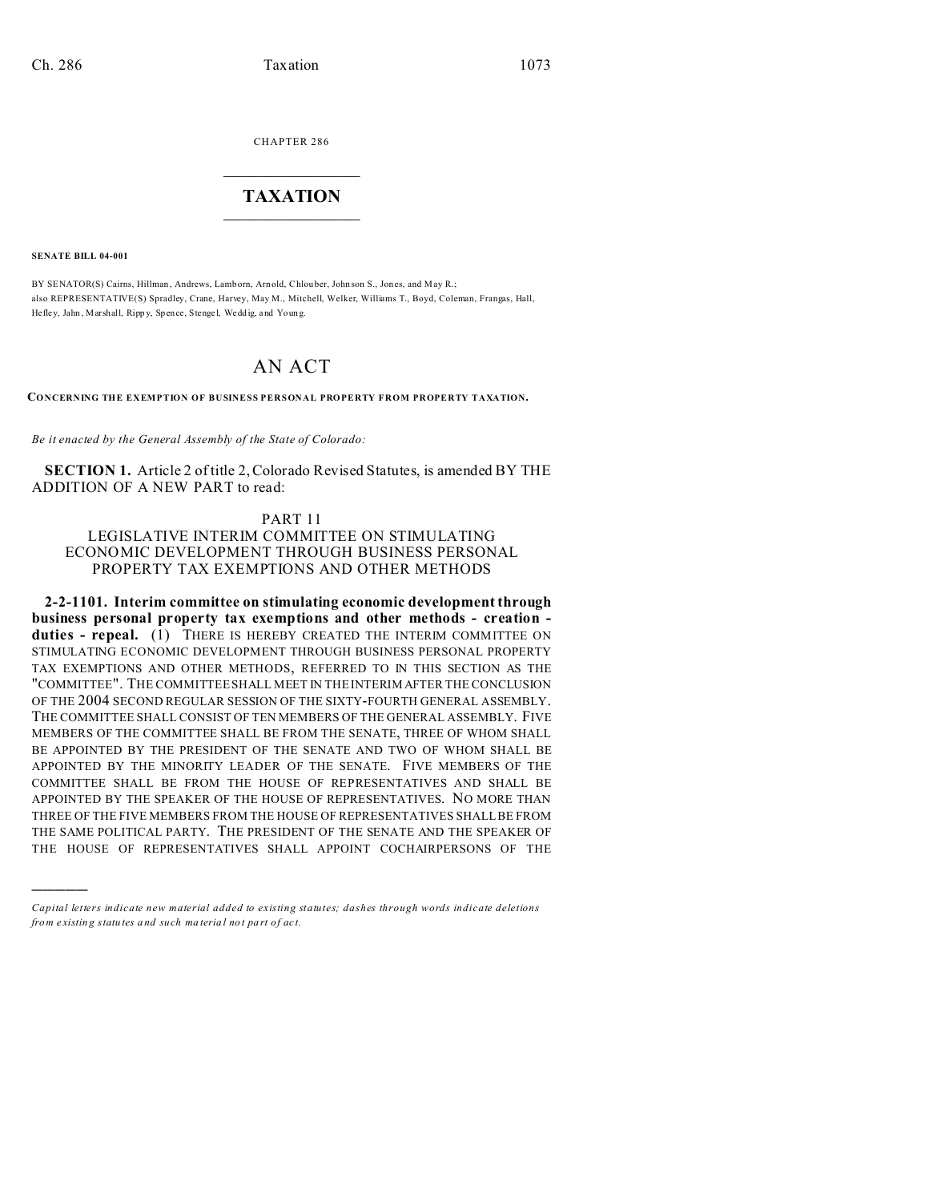CHAPTER 286

# TAXATION

**SENATE BILL 04-001**

BY SENATOR(S) Cairns, Hillman, Andrews, Lamborn, Arnold, Chlouber, Johnson S., Jones, and May R.;
also REPRESENTATIVE(S) Spradley, Crane, Harvey, May M., Mitchell, Welker, Williams T., Boyd, Coleman, Frangas, Hall, Hefley, Jahn, Marshall, Rippy, Spence, Stengel, Weddig, and Young.

# AN ACT

**CONCERNING THE EXEMPTION OF BUSINESS PERSONAL PROPERTY FROM PROPERTY TAXATION.**

*Be it enacted by the General Assembly of the State of Colorado:*

**SECTION 1.** Article 2 of title 2, Colorado Revised Statutes, is amended BY THE ADDITION OF A NEW PART to read:

PART 11
LEGISLATIVE INTERIM COMMITTEE ON STIMULATING ECONOMIC DEVELOPMENT THROUGH BUSINESS PERSONAL PROPERTY TAX EXEMPTIONS AND OTHER METHODS

**2-2-1101. Interim committee on stimulating economic development through business personal property tax exemptions and other methods - creation - duties - repeal.** (1) THERE IS HEREBY CREATED THE INTERIM COMMITTEE ON STIMULATING ECONOMIC DEVELOPMENT THROUGH BUSINESS PERSONAL PROPERTY TAX EXEMPTIONS AND OTHER METHODS, REFERRED TO IN THIS SECTION AS THE "COMMITTEE". THE COMMITTEE SHALL MEET IN THE INTERIM AFTER THE CONCLUSION OF THE 2004 SECOND REGULAR SESSION OF THE SIXTY-FOURTH GENERAL ASSEMBLY. THE COMMITTEE SHALL CONSIST OF TEN MEMBERS OF THE GENERAL ASSEMBLY. FIVE MEMBERS OF THE COMMITTEE SHALL BE FROM THE SENATE, THREE OF WHOM SHALL BE APPOINTED BY THE PRESIDENT OF THE SENATE AND TWO OF WHOM SHALL BE APPOINTED BY THE MINORITY LEADER OF THE SENATE. FIVE MEMBERS OF THE COMMITTEE SHALL BE FROM THE HOUSE OF REPRESENTATIVES AND SHALL BE APPOINTED BY THE SPEAKER OF THE HOUSE OF REPRESENTATIVES. NO MORE THAN THREE OF THE FIVE MEMBERS FROM THE HOUSE OF REPRESENTATIVES SHALL BE FROM THE SAME POLITICAL PARTY. THE PRESIDENT OF THE SENATE AND THE SPEAKER OF THE HOUSE OF REPRESENTATIVES SHALL APPOINT COCHAIRPERSONS OF THE

---

*Capital letters indicate new material added to existing statutes; dashes through words indicate deletions from existing statutes and such material not part of act.*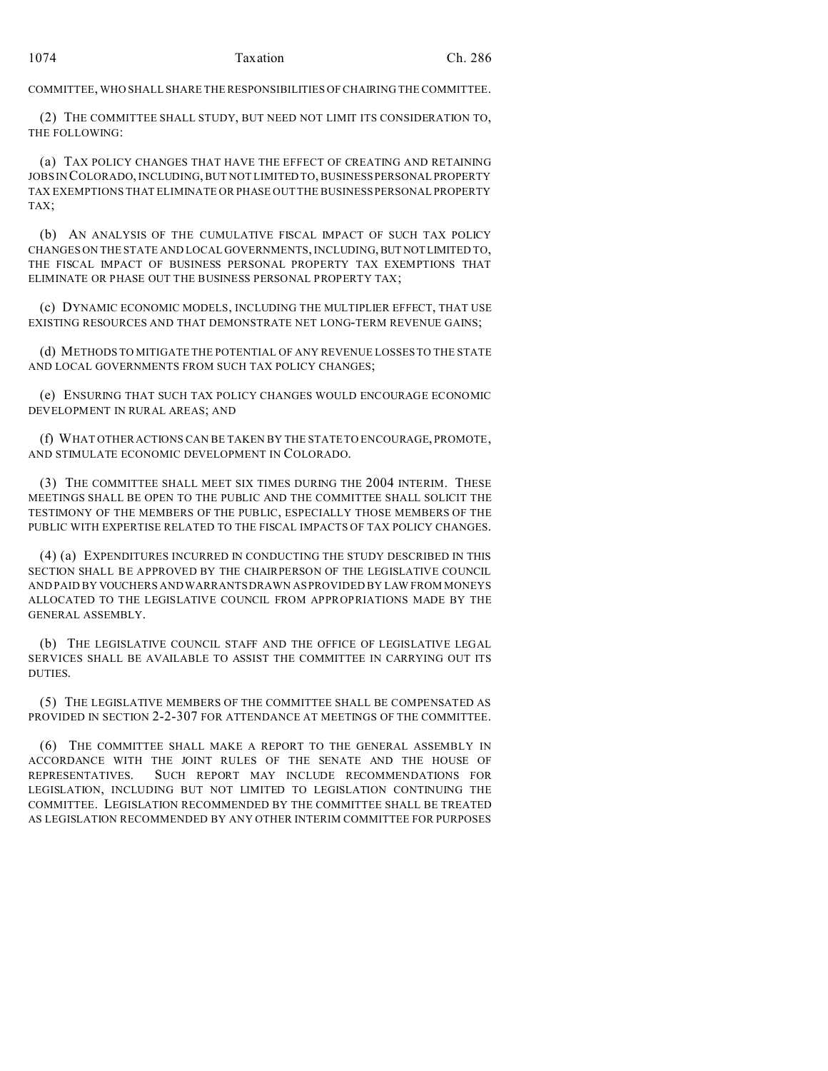COMMITTEE, WHO SHALL SHARE THE RESPONSIBILITIES OF CHAIRING THE COMMITTEE.

(2) THE COMMITTEE SHALL STUDY, BUT NEED NOT LIMIT ITS CONSIDERATION TO, THE FOLLOWING:

(a) TAX POLICY CHANGES THAT HAVE THE EFFECT OF CREATING AND RETAINING JOBS IN COLORADO, INCLUDING, BUT NOT LIMITED TO, BUSINESS PERSONAL PROPERTY TAX EXEMPTIONS THAT ELIMINATE OR PHASE OUT THE BUSINESS PERSONAL PROPERTY TAX;

(b) AN ANALYSIS OF THE CUMULATIVE FISCAL IMPACT OF SUCH TAX POLICY CHANGES ON THE STATE AND LOCAL GOVERNMENTS, INCLUDING, BUT NOT LIMITED TO, THE FISCAL IMPACT OF BUSINESS PERSONAL PROPERTY TAX EXEMPTIONS THAT ELIMINATE OR PHASE OUT THE BUSINESS PERSONAL PROPERTY TAX;

(c) DYNAMIC ECONOMIC MODELS, INCLUDING THE MULTIPLIER EFFECT, THAT USE EXISTING RESOURCES AND THAT DEMONSTRATE NET LONG-TERM REVENUE GAINS;

(d) METHODS TO MITIGATE THE POTENTIAL OF ANY REVENUE LOSSES TO THE STATE AND LOCAL GOVERNMENTS FROM SUCH TAX POLICY CHANGES;

(e) ENSURING THAT SUCH TAX POLICY CHANGES WOULD ENCOURAGE ECONOMIC DEVELOPMENT IN RURAL AREAS; AND

(f) WHAT OTHER ACTIONS CAN BE TAKEN BY THE STATE TO ENCOURAGE, PROMOTE, AND STIMULATE ECONOMIC DEVELOPMENT IN COLORADO.

(3) THE COMMITTEE SHALL MEET SIX TIMES DURING THE 2004 INTERIM. THESE MEETINGS SHALL BE OPEN TO THE PUBLIC AND THE COMMITTEE SHALL SOLICIT THE TESTIMONY OF THE MEMBERS OF THE PUBLIC, ESPECIALLY THOSE MEMBERS OF THE PUBLIC WITH EXPERTISE RELATED TO THE FISCAL IMPACTS OF TAX POLICY CHANGES.

(4) (a) EXPENDITURES INCURRED IN CONDUCTING THE STUDY DESCRIBED IN THIS SECTION SHALL BE APPROVED BY THE CHAIRPERSON OF THE LEGISLATIVE COUNCIL AND PAID BY VOUCHERS AND WARRANTS DRAWN AS PROVIDED BY LAW FROM MONEYS ALLOCATED TO THE LEGISLATIVE COUNCIL FROM APPROPRIATIONS MADE BY THE GENERAL ASSEMBLY.

(b) THE LEGISLATIVE COUNCIL STAFF AND THE OFFICE OF LEGISLATIVE LEGAL SERVICES SHALL BE AVAILABLE TO ASSIST THE COMMITTEE IN CARRYING OUT ITS DUTIES.

(5) THE LEGISLATIVE MEMBERS OF THE COMMITTEE SHALL BE COMPENSATED AS PROVIDED IN SECTION 2-2-307 FOR ATTENDANCE AT MEETINGS OF THE COMMITTEE.

(6) THE COMMITTEE SHALL MAKE A REPORT TO THE GENERAL ASSEMBLY IN ACCORDANCE WITH THE JOINT RULES OF THE SENATE AND THE HOUSE OF REPRESENTATIVES. SUCH REPORT MAY INCLUDE RECOMMENDATIONS FOR LEGISLATION, INCLUDING BUT NOT LIMITED TO LEGISLATION CONTINUING THE COMMITTEE. LEGISLATION RECOMMENDED BY THE COMMITTEE SHALL BE TREATED AS LEGISLATION RECOMMENDED BY ANY OTHER INTERIM COMMITTEE FOR PURPOSES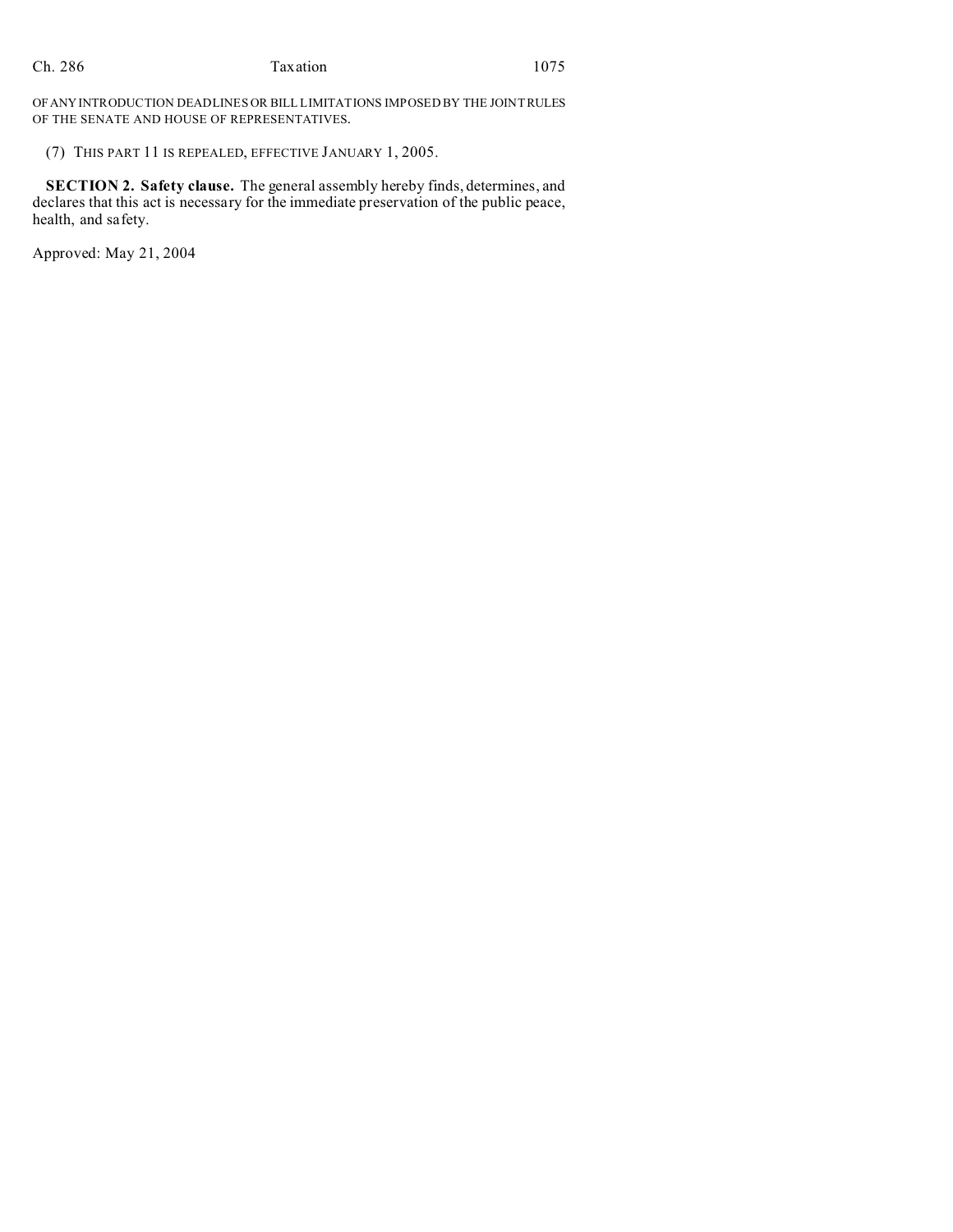OF ANY INTRODUCTION DEADLINES OR BILL LIMITATIONS IMPOSED BY THE JOINT RULES OF THE SENATE AND HOUSE OF REPRESENTATIVES.

(7) THIS PART 11 IS REPEALED, EFFECTIVE JANUARY 1, 2005.

**SECTION 2. Safety clause.** The general assembly hereby finds, determines, and declares that this act is necessary for the immediate preservation of the public peace, health, and safety.

Approved: May 21, 2004